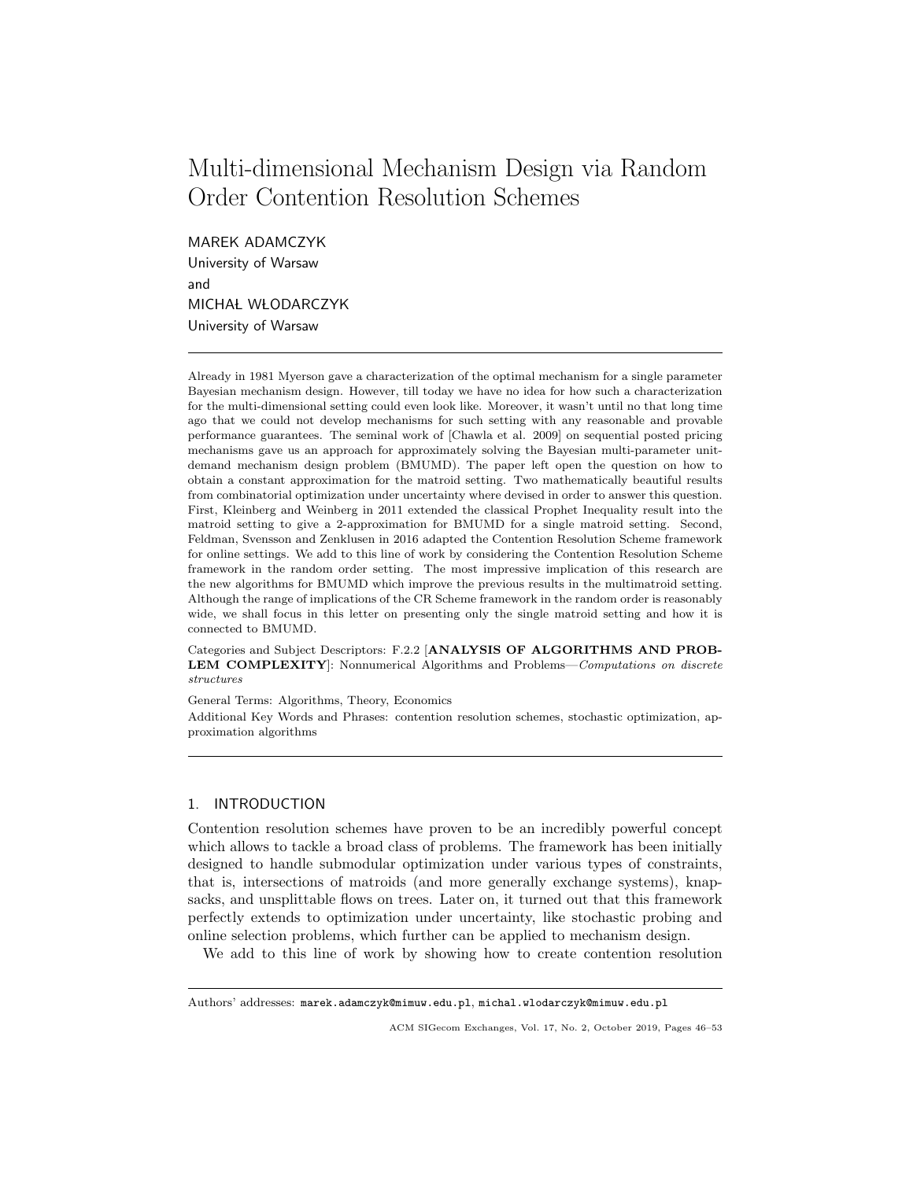# Multi-dimensional Mechanism Design via Random Order Contention Resolution Schemes

MAREK ADAMCZYK
University of Warsaw
and
MICHAŁ WŁODARCZYK
University of Warsaw

---

Already in 1981 Myerson gave a characterization of the optimal mechanism for a single parameter Bayesian mechanism design. However, till today we have no idea for how such a characterization for the multi-dimensional setting could even look like. Moreover, it wasn't until no that long time ago that we could not develop mechanisms for such setting with any reasonable and provable performance guarantees. The seminal work of [Chawla et al. 2009] on sequential posted pricing mechanisms gave us an approach for approximately solving the Bayesian multi-parameter unit-demand mechanism design problem (BMUMD). The paper left open the question on how to obtain a constant approximation for the matroid setting. Two mathematically beautiful results from combinatorial optimization under uncertainty where devised in order to answer this question. First, Kleinberg and Weinberg in 2011 extended the classical Prophet Inequality result into the matroid setting to give a 2-approximation for BMUMD for a single matroid setting. Second, Feldman, Svensson and Zenklusen in 2016 adapted the Contention Resolution Scheme framework for online settings. We add to this line of work by considering the Contention Resolution Scheme framework in the random order setting. The most impressive implication of this research are the new algorithms for BMUMD which improve the previous results in the multimatroid setting. Although the range of implications of the CR Scheme framework in the random order is reasonably wide, we shall focus in this letter on presenting only the single matroid setting and how it is connected to BMUMD.

Categories and Subject Descriptors: F.2.2 [**ANALYSIS OF ALGORITHMS AND PROBLEM COMPLEXITY**]: Nonnumerical Algorithms and Problems—*Computations on discrete structures*

General Terms: Algorithms, Theory, Economics

Additional Key Words and Phrases: contention resolution schemes, stochastic optimization, approximation algorithms

---

## 1. INTRODUCTION

Contention resolution schemes have proven to be an incredibly powerful concept which allows to tackle a broad class of problems. The framework has been initially designed to handle submodular optimization under various types of constraints, that is, intersections of matroids (and more generally exchange systems), knapsacks, and unsplittable flows on trees. Later on, it turned out that this framework perfectly extends to optimization under uncertainty, like stochastic probing and online selection problems, which further can be applied to mechanism design.

We add to this line of work by showing how to create contention resolution

---

Authors' addresses: marek.adamczyk@mimuw.edu.pl, michal.wlodarczyk@mimuw.edu.pl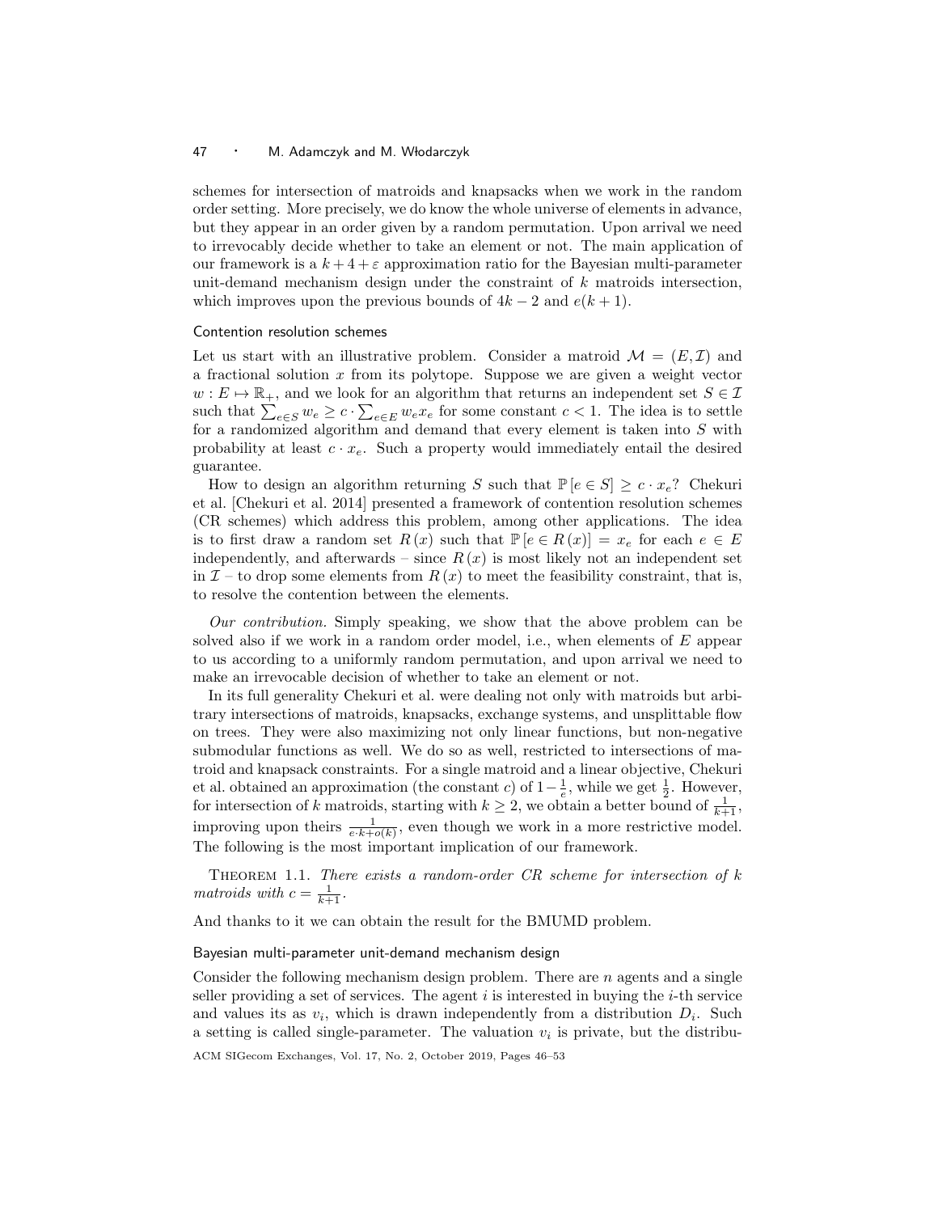schemes for intersection of matroids and knapsacks when we work in the random order setting. More precisely, we do know the whole universe of elements in advance, but they appear in an order given by a random permutation. Upon arrival we need to irrevocably decide whether to take an element or not. The main application of our framework is a $k+4+\varepsilon$ approximation ratio for the Bayesian multi-parameter unit-demand mechanism design under the constraint of $k$ matroids intersection, which improves upon the previous bounds of $4k-2$ and $e(k+1)$.

## Contention resolution schemes

Let us start with an illustrative problem. Consider a matroid $\mathcal{M} = (E, \mathcal{I})$ and a fractional solution $x$ from its polytope. Suppose we are given a weight vector $w : E \mapsto \mathbb{R}_+$, and we look for an algorithm that returns an independent set $S \in \mathcal{I}$ such that $\sum_{e \in S} w_e \geq c \cdot \sum_{e \in E} w_e x_e$ for some constant $c < 1$. The idea is to settle for a randomized algorithm and demand that every element is taken into $S$ with probability at least $c \cdot x_e$. Such a property would immediately entail the desired guarantee.

How to design an algorithm returning $S$ such that $\mathbb{P}[e \in S] \geq c \cdot x_e$? Chekuri et al. [Chekuri et al. 2014] presented a framework of contention resolution schemes (CR schemes) which address this problem, among other applications. The idea is to first draw a random set $R(x)$ such that $\mathbb{P}[e \in R(x)] = x_e$ for each $e \in E$ independently, and afterwards – since $R(x)$ is most likely not an independent set in $\mathcal{I}$ – to drop some elements from $R(x)$ to meet the feasibility constraint, that is, to resolve the contention between the elements.

*Our contribution.* Simply speaking, we show that the above problem can be solved also if we work in a random order model, i.e., when elements of $E$ appear to us according to a uniformly random permutation, and upon arrival we need to make an irrevocable decision of whether to take an element or not.

In its full generality Chekuri et al. were dealing not only with matroids but arbitrary intersections of matroids, knapsacks, exchange systems, and unsplittable flow on trees. They were also maximizing not only linear functions, but non-negative submodular functions as well. We do so as well, restricted to intersections of matroid and knapsack constraints. For a single matroid and a linear objective, Chekuri et al. obtained an approximation (the constant $c$) of $1 - \frac{1}{e}$, while we get $\frac{1}{2}$. However, for intersection of $k$ matroids, starting with $k \geq 2$, we obtain a better bound of $\frac{1}{k+1}$, improving upon theirs $\frac{1}{e \cdot k + o(k)}$, even though we work in a more restrictive model. The following is the most important implication of our framework.

Theorem 1.1. *There exists a random-order CR scheme for intersection of $k$ matroids with $c = \frac{1}{k+1}$.*

And thanks to it we can obtain the result for the BMUMD problem.

## Bayesian multi-parameter unit-demand mechanism design

Consider the following mechanism design problem. There are $n$ agents and a single seller providing a set of services. The agent $i$ is interested in buying the $i$-th service and values its as $v_i$, which is drawn independently from a distribution $D_i$. Such a setting is called single-parameter. The valuation $v_i$ is private, but the distribu-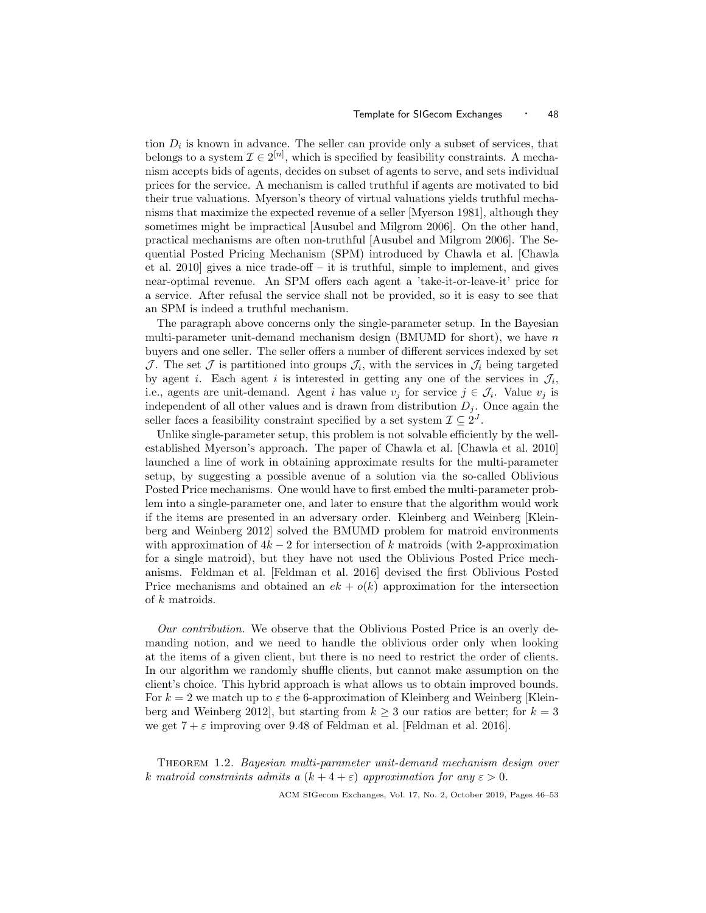tion $D_i$ is known in advance. The seller can provide only a subset of services, that belongs to a system $\mathcal{I} \in 2^{[n]}$, which is specified by feasibility constraints. A mechanism accepts bids of agents, decides on subset of agents to serve, and sets individual prices for the service. A mechanism is called truthful if agents are motivated to bid their true valuations. Myerson's theory of virtual valuations yields truthful mechanisms that maximize the expected revenue of a seller [Myerson 1981], although they sometimes might be impractical [Ausubel and Milgrom 2006]. On the other hand, practical mechanisms are often non-truthful [Ausubel and Milgrom 2006]. The Sequential Posted Pricing Mechanism (SPM) introduced by Chawla et al. [Chawla et al. 2010] gives a nice trade-off – it is truthful, simple to implement, and gives near-optimal revenue. An SPM offers each agent a 'take-it-or-leave-it' price for a service. After refusal the service shall not be provided, so it is easy to see that an SPM is indeed a truthful mechanism.

The paragraph above concerns only the single-parameter setup. In the Bayesian multi-parameter unit-demand mechanism design (BMUMD for short), we have $n$ buyers and one seller. The seller offers a number of different services indexed by set $\mathcal{J}$. The set $\mathcal{J}$ is partitioned into groups $\mathcal{J}_i$, with the services in $\mathcal{J}_i$ being targeted by agent $i$. Each agent $i$ is interested in getting any one of the services in $\mathcal{J}_i$, i.e., agents are unit-demand. Agent $i$ has value $v_j$ for service $j \in \mathcal{J}_i$. Value $v_j$ is independent of all other values and is drawn from distribution $D_j$. Once again the seller faces a feasibility constraint specified by a set system $\mathcal{I} \subseteq 2^{J}$.

Unlike single-parameter setup, this problem is not solvable efficiently by the well-established Myerson's approach. The paper of Chawla et al. [Chawla et al. 2010] launched a line of work in obtaining approximate results for the multi-parameter setup, by suggesting a possible avenue of a solution via the so-called Oblivious Posted Price mechanisms. One would have to first embed the multi-parameter problem into a single-parameter one, and later to ensure that the algorithm would work if the items are presented in an adversary order. Kleinberg and Weinberg [Kleinberg and Weinberg 2012] solved the BMUMD problem for matroid environments with approximation of $4k - 2$ for intersection of $k$ matroids (with 2-approximation for a single matroid), but they have not used the Oblivious Posted Price mechanisms. Feldman et al. [Feldman et al. 2016] devised the first Oblivious Posted Price mechanisms and obtained an $ek + o(k)$ approximation for the intersection of $k$ matroids.

*Our contribution.* We observe that the Oblivious Posted Price is an overly demanding notion, and we need to handle the oblivious order only when looking at the items of a given client, but there is no need to restrict the order of clients. In our algorithm we randomly shuffle clients, but cannot make assumption on the client's choice. This hybrid approach is what allows us to obtain improved bounds. For $k = 2$ we match up to $\varepsilon$ the 6-approximation of Kleinberg and Weinberg [Kleinberg and Weinberg 2012], but starting from $k \geq 3$ our ratios are better; for $k = 3$ we get $7 + \varepsilon$ improving over 9.48 of Feldman et al. [Feldman et al. 2016].

Theorem 1.2. *Bayesian multi-parameter unit-demand mechanism design over $k$ matroid constraints admits a $(k + 4 + \varepsilon)$ approximation for any $\varepsilon > 0$.*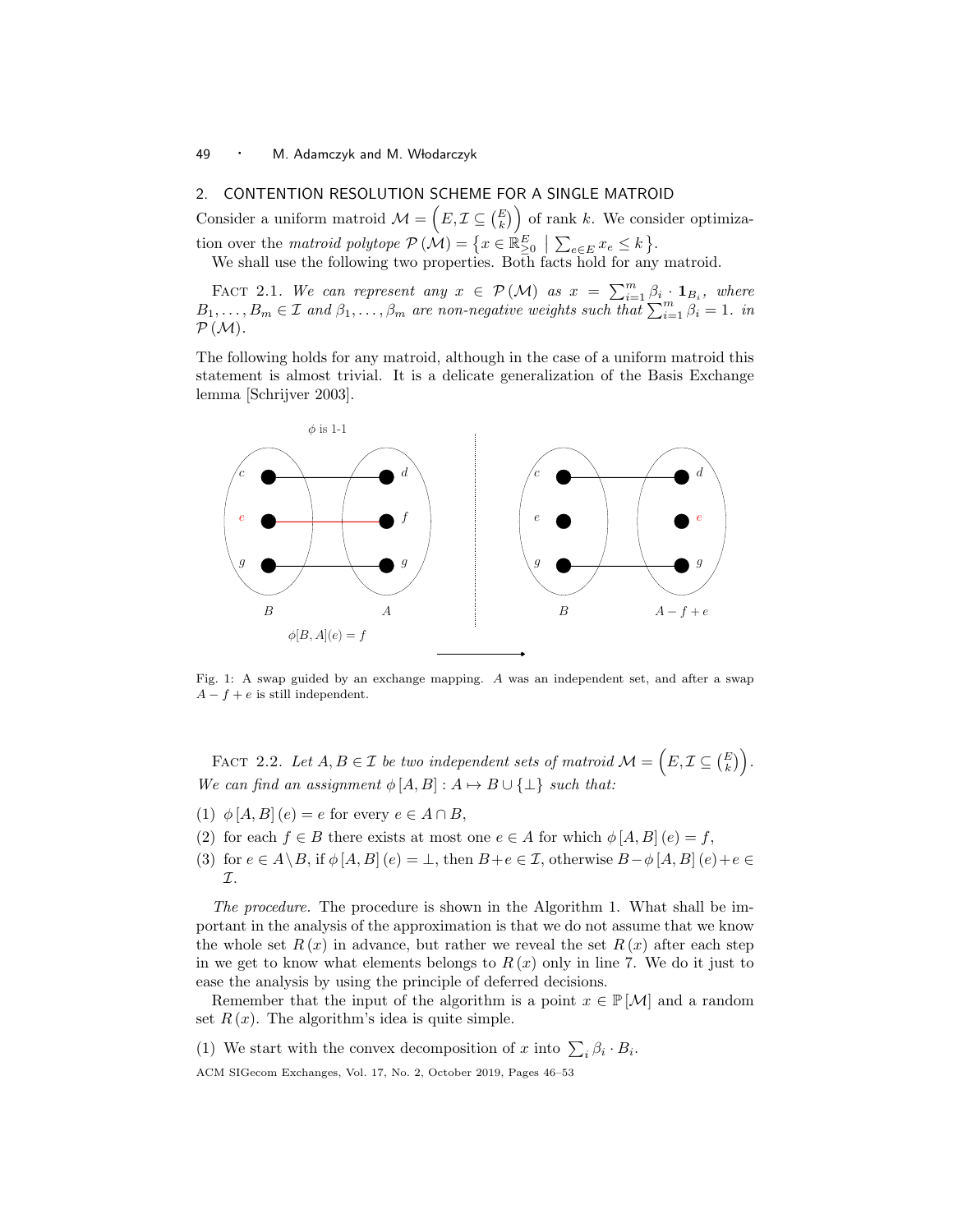## 2. CONTENTION RESOLUTION SCHEME FOR A SINGLE MATROID

Consider a uniform matroid $\mathcal{M} = \left(E, \mathcal{I} \subseteq \binom{E}{k}\right)$ of rank $k$. We consider optimization over the *matroid polytope* $\mathcal{P}(\mathcal{M}) = \left\{x \in \mathbb{R}^E_{\geq 0} \mid \sum_{e \in E} x_e \leq k\right\}$.

We shall use the following two properties. Both facts hold for any matroid.

FACT 2.1. *We can represent any $x \in \mathcal{P}(\mathcal{M})$ as $x = \sum_{i=1}^m \beta_i \cdot \mathbf{1}_{B_i}$, where $B_1, \ldots, B_m \in \mathcal{I}$ and $\beta_1, \ldots, \beta_m$ are non-negative weights such that $\sum_{i=1}^m \beta_i = 1$. in $\mathcal{P}(\mathcal{M})$.*

The following holds for any matroid, although in the case of a uniform matroid this statement is almost trivial. It is a delicate generalization of the Basis Exchange lemma [Schrijver 2003].

Fig. 1: A swap guided by an exchange mapping. $A$ was an independent set, and after a swap $A - f + e$ is still independent.

FACT 2.2. *Let $A, B \in \mathcal{I}$ be two independent sets of matroid $\mathcal{M} = \left(E, \mathcal{I} \subseteq \binom{E}{k}\right)$. We can find an assignment $\phi[A, B] : A \mapsto B \cup \{\perp\}$ such that:*

(1) $\phi[A, B](e) = e$ for every $e \in A \cap B$,

(2) for each $f \in B$ there exists at most one $e \in A$ for which $\phi[A, B](e) = f$,

(3) for $e \in A \setminus B$, if $\phi[A, B](e) = \perp$, then $B + e \in \mathcal{I}$, otherwise $B - \phi[A, B](e) + e \in \mathcal{I}$.

*The procedure.* The procedure is shown in the Algorithm 1. What shall be important in the analysis of the approximation is that we do not assume that we know the whole set $R(x)$ in advance, but rather we reveal the set $R(x)$ after each step in we get to know what elements belongs to $R(x)$ only in line 7. We do it just to ease the analysis by using the principle of deferred decisions.

Remember that the input of the algorithm is a point $x \in \mathbb{P}[\mathcal{M}]$ and a random set $R(x)$. The algorithm's idea is quite simple.

(1) We start with the convex decomposition of $x$ into $\sum_i \beta_i \cdot B_i$.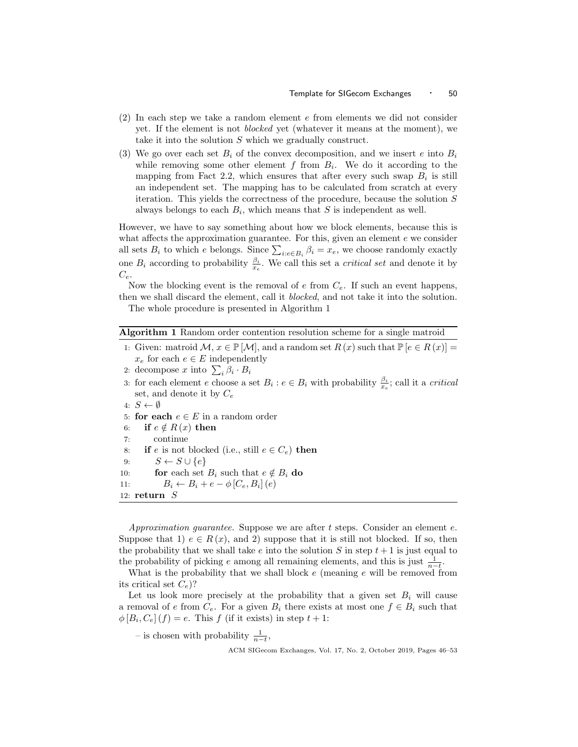(2) In each step we take a random element $e$ from elements we did not consider yet. If the element is not *blocked* yet (whatever it means at the moment), we take it into the solution $S$ which we gradually construct.

(3) We go over each set $B_i$ of the convex decomposition, and we insert $e$ into $B_i$ while removing some other element $f$ from $B_i$. We do it according to the mapping from Fact 2.2, which ensures that after every such swap $B_i$ is still an independent set. The mapping has to be calculated from scratch at every iteration. This yields the correctness of the procedure, because the solution $S$ always belongs to each $B_i$, which means that $S$ is independent as well.

However, we have to say something about how we block elements, because this is what affects the approximation guarantee. For this, given an element $e$ we consider all sets $B_i$ to which $e$ belongs. Since $\sum_{i:e\in B_i} \beta_i = x_e$, we choose randomly exactly one $B_i$ according to probability $\frac{\beta_i}{x_e}$. We call this set a *critical set* and denote it by $C_e$.

Now the blocking event is the removal of $e$ from $C_e$. If such an event happens, then we shall discard the element, call it *blocked*, and not take it into the solution.

The whole procedure is presented in Algorithm 1

**Algorithm 1** Random order contention resolution scheme for a single matroid

```
1: Given: matroid M, x ∈ P[M], and a random set R(x) such that P[e ∈ R(x)] =
   x_e for each e ∈ E independently
2: decompose x into Σ_i β_i · B_i
3: for each element e choose a set B_i : e ∈ B_i with probability β_i/x_e; call it a critical
   set, and denote it by C_e
4: S ← ∅
5: for each e ∈ E in a random order
6:    if e ∉ R(x) then
7:       continue
8:    if e is not blocked (i.e., still e ∈ C_e) then
9:       S ← S ∪ {e}
10:      for each set B_i such that e ∉ B_i do
11:         B_i ← B_i + e − φ[C_e, B_i](e)
12: return S
```

*Approximation guarantee.* Suppose we are after $t$ steps. Consider an element $e$. Suppose that 1) $e \in R(x)$, and 2) suppose that it is still not blocked. If so, then the probability that we shall take $e$ into the solution $S$ in step $t+1$ is just equal to the probability of picking $e$ among all remaining elements, and this is just $\frac{1}{n-t}$.

What is the probability that we shall block $e$ (meaning $e$ will be removed from its critical set $C_e$)?

Let us look more precisely at the probability that a given set $B_i$ will cause a removal of $e$ from $C_e$. For a given $B_i$ there exists at most one $f \in B_i$ such that $\phi[B_i, C_e](f) = e$. This $f$ (if it exists) in step $t+1$:

– is chosen with probability $\frac{1}{n-t}$,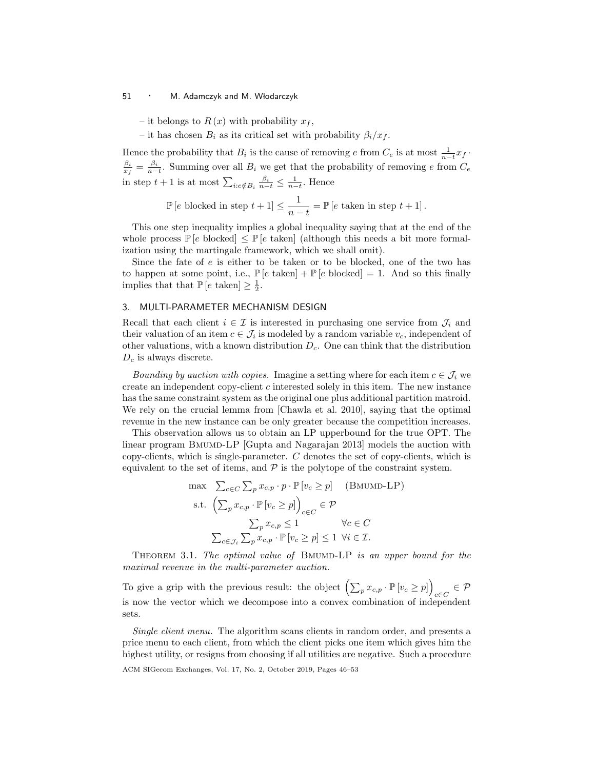– it belongs to $R(x)$ with probability $x_f$,

– it has chosen $B_i$ as its critical set with probability $\beta_i / x_f$.

Hence the probability that $B_i$ is the cause of removing $e$ from $C_e$ is at most $\frac{1}{n-t} x_f \cdot \frac{\beta_i}{x_f} = \frac{\beta_i}{n-t}$. Summing over all $B_i$ we get that the probability of removing $e$ from $C_e$ in step $t+1$ is at most $\sum_{i: e \notin B_i} \frac{\beta_i}{n-t} \leq \frac{1}{n-t}$. Hence

$$\mathbb{P}\left[e \text{ blocked in step } t+1\right] \leq \frac{1}{n-t} = \mathbb{P}\left[e \text{ taken in step } t+1\right].$$

This one step inequality implies a global inequality saying that at the end of the whole process $\mathbb{P}[e \text{ blocked}] \leq \mathbb{P}[e \text{ taken}]$ (although this needs a bit more formalization using the martingale framework, which we shall omit).

Since the fate of $e$ is either to be taken or to be blocked, one of the two has to happen at some point, i.e., $\mathbb{P}[e \text{ taken}] + \mathbb{P}[e \text{ blocked}] = 1$. And so this finally implies that that $\mathbb{P}[e \text{ taken}] \geq \frac{1}{2}$.

## 3. MULTI-PARAMETER MECHANISM DESIGN

Recall that each client $i \in \mathcal{I}$ is interested in purchasing one service from $\mathcal{J}_i$ and their valuation of an item $c \in \mathcal{J}_i$ is modeled by a random variable $v_c$, independent of other valuations, with a known distribution $D_c$. One can think that the distribution $D_c$ is always discrete.

*Bounding by auction with copies.* Imagine a setting where for each item $c \in \mathcal{J}_i$ we create an independent copy-client $c$ interested solely in this item. The new instance has the same constraint system as the original one plus additional partition matroid. We rely on the crucial lemma from [Chawla et al. 2010], saying that the optimal revenue in the new instance can be only greater because the competition increases.

This observation allows us to obtain an LP upperbound for the true OPT. The linear program BMUMD-LP [Gupta and Nagarajan 2013] models the auction with copy-clients, which is single-parameter. $C$ denotes the set of copy-clients, which is equivalent to the set of items, and $\mathcal{P}$ is the polytope of the constraint system.

$$\begin{aligned}
\max \quad & \textstyle\sum_{c \in C} \sum_p x_{c,p} \cdot p \cdot \mathbb{P}[v_c \geq p] \qquad (\text{BMUMD-LP}) \\
\text{s.t.} \quad & \left(\textstyle\sum_p x_{c,p} \cdot \mathbb{P}[v_c \geq p]\right)_{c \in C} \in \mathcal{P} \\
& \textstyle\sum_p x_{c,p} \leq 1 \qquad\qquad\quad \forall c \in C \\
& \textstyle\sum_{c \in \mathcal{J}_i} \sum_p x_{c,p} \cdot \mathbb{P}[v_c \geq p] \leq 1 \;\; \forall i \in \mathcal{I}.
\end{aligned}$$

THEOREM 3.1. *The optimal value of* BMUMD-LP *is an upper bound for the maximal revenue in the multi-parameter auction.*

To give a grip with the previous result: the object $\left(\sum_p x_{c,p} \cdot \mathbb{P}[v_c \geq p]\right)_{c \in C} \in \mathcal{P}$ is now the vector which we decompose into a convex combination of independent sets.

*Single client menu.* The algorithm scans clients in random order, and presents a price menu to each client, from which the client picks one item which gives him the highest utility, or resigns from choosing if all utilities are negative. Such a procedure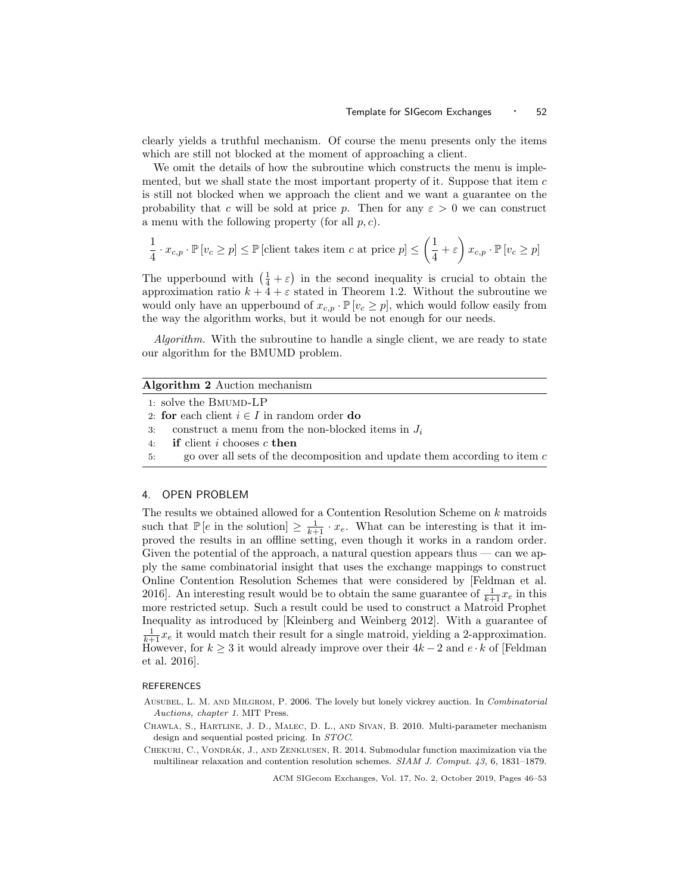clearly yields a truthful mechanism. Of course the menu presents only the items which are still not blocked at the moment of approaching a client.

We omit the details of how the subroutine which constructs the menu is implemented, but we shall state the most important property of it. Suppose that item $c$ is still not blocked when we approach the client and we want a guarantee on the probability that $c$ will be sold at price $p$. Then for any $\varepsilon > 0$ we can construct a menu with the following property (for all $p, c$).

$$\frac{1}{4} \cdot x_{c,p} \cdot \mathbb{P}\left[v_c \geq p\right] \leq \mathbb{P}\left[\text{client takes item } c \text{ at price } p\right] \leq \left(\frac{1}{4} + \varepsilon\right) x_{c,p} \cdot \mathbb{P}\left[v_c \geq p\right]$$

The upperbound with $\left(\frac{1}{4} + \varepsilon\right)$ in the second inequality is crucial to obtain the approximation ratio $k + 4 + \varepsilon$ stated in Theorem 1.2. Without the subroutine we would only have an upperbound of $x_{c,p} \cdot \mathbb{P}\left[v_c \geq p\right]$, which would follow easily from the way the algorithm works, but it would be not enough for our needs.

*Algorithm.* With the subroutine to handle a single client, we are ready to state our algorithm for the BMUMD problem.

**Algorithm 2** Auction mechanism

```
1: solve the BMUMD-LP
2: for each client i ∈ I in random order do
3:     construct a menu from the non-blocked items in J_i
4:     if client i chooses c then
5:         go over all sets of the decomposition and update them according to item c
```

## 4. OPEN PROBLEM

The results we obtained allowed for a Contention Resolution Scheme on $k$ matroids such that $\mathbb{P}\left[e \text{ in the solution}\right] \geq \frac{1}{k+1} \cdot x_e$. What can be interesting is that it improved the results in an offline setting, even though it works in a random order. Given the potential of the approach, a natural question appears thus — can we apply the same combinatorial insight that uses the exchange mappings to construct Online Contention Resolution Schemes that were considered by [Feldman et al. 2016]. An interesting result would be to obtain the same guarantee of $\frac{1}{k+1} x_e$ in this more restricted setup. Such a result could be used to construct a Matroid Prophet Inequality as introduced by [Kleinberg and Weinberg 2012]. With a guarantee of $\frac{1}{k+1} x_e$ it would match their result for a single matroid, yielding a 2-approximation. However, for $k \geq 3$ it would already improve over their $4k - 2$ and $e \cdot k$ of [Feldman et al. 2016].

### REFERENCES

Ausubel, L. M. and Milgrom, P. 2006. The lovely but lonely vickrey auction. In *Combinatorial Auctions, chapter 1*. MIT Press.

Chawla, S., Hartline, J. D., Malec, D. L., and Sivan, B. 2010. Multi-parameter mechanism design and sequential posted pricing. In *STOC*.

Chekuri, C., Vondrák, J., and Zenklusen, R. 2014. Submodular function maximization via the multilinear relaxation and contention resolution schemes. *SIAM J. Comput. 43,* 6, 1831–1879.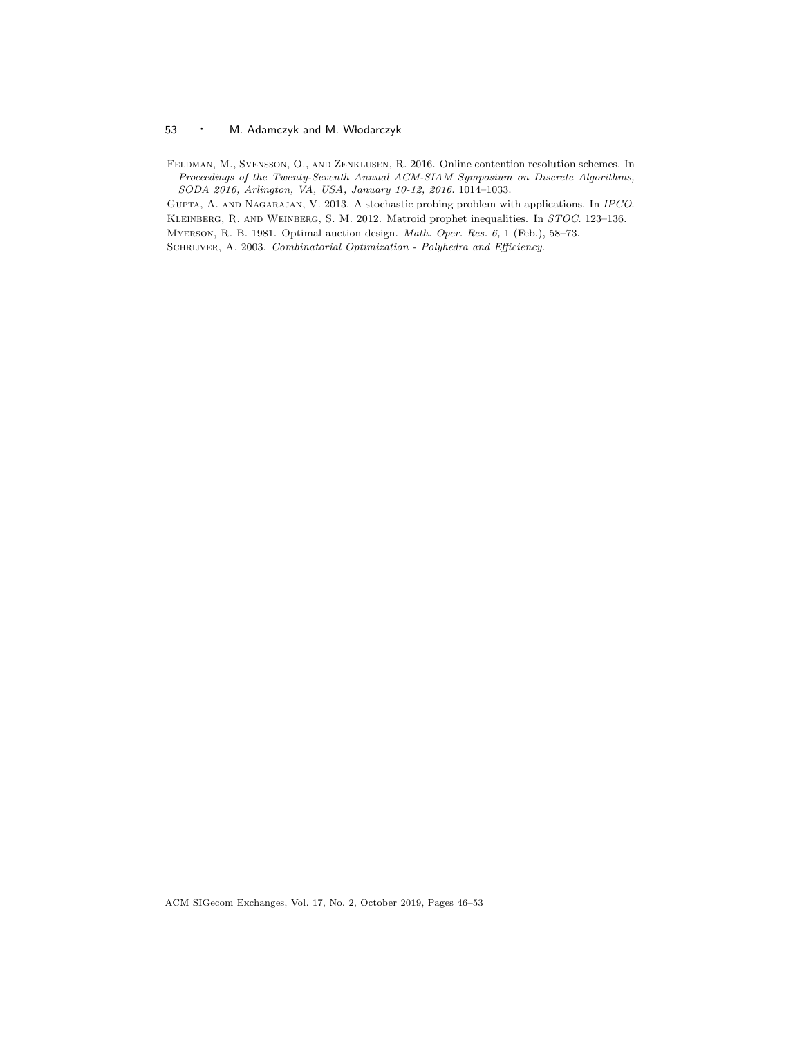Feldman, M., Svensson, O., and Zenklusen, R. 2016. Online contention resolution schemes. In *Proceedings of the Twenty-Seventh Annual ACM-SIAM Symposium on Discrete Algorithms, SODA 2016, Arlington, VA, USA, January 10-12, 2016*. 1014–1033.

Gupta, A. and Nagarajan, V. 2013. A stochastic probing problem with applications. In *IPCO*.

Kleinberg, R. and Weinberg, S. M. 2012. Matroid prophet inequalities. In *STOC*. 123–136.

Myerson, R. B. 1981. Optimal auction design. *Math. Oper. Res. 6,* 1 (Feb.), 58–73.

Schrijver, A. 2003. *Combinatorial Optimization - Polyhedra and Efficiency*.